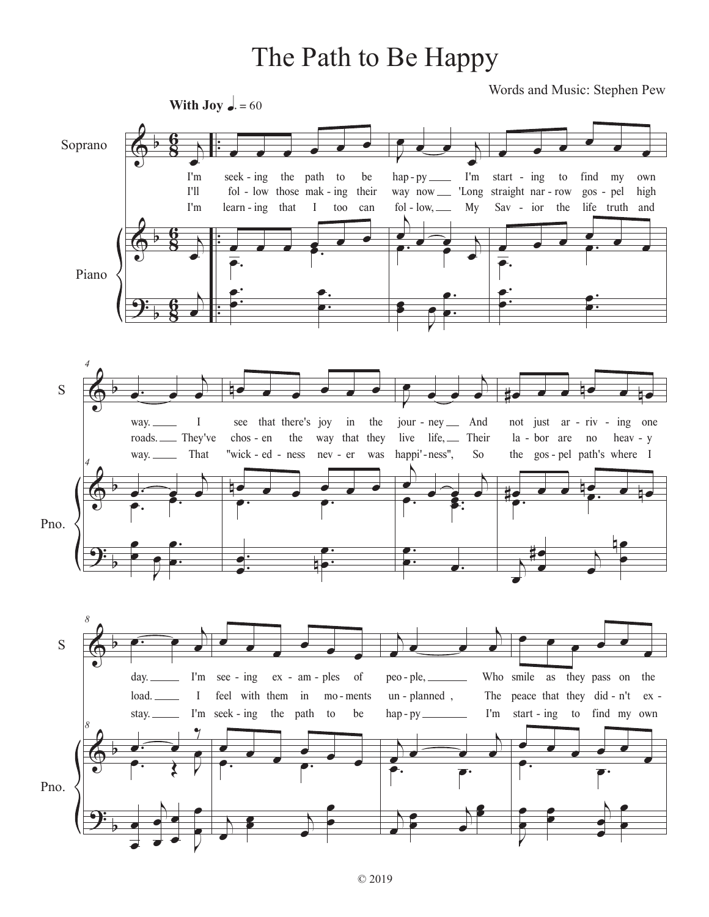# The Path to Be Happy

Words and Music: Stephen Pew

**With Joy** ♩. = 60

Soprano

Piano

1. I'm seek-ing the path to be hap-py I'm start-ing to find my own way. I see that there's joy in the jour-ney And not just ar-riv-ing one day. I'm see-ing ex-am-ples of peo-ple, Who smile as they pass on the

2. I'll fol-low those mak-ing their way now 'Long straight nar-row gos-pel high roads. They've chos-en the way that they live life, Their la-bor are no heav-y load. I feel with them in mo-ments un-planned , The peace that they did-n't ex-

3. I'm learn-ing that I too can fol-low, My Sav-ior the life truth and way. That "wick-ed-ness nev-er was happi'-ness", So the gos-pel path's where I stay. I'm seek-ing the path to be hap-py I'm start-ing to find my own

© 2019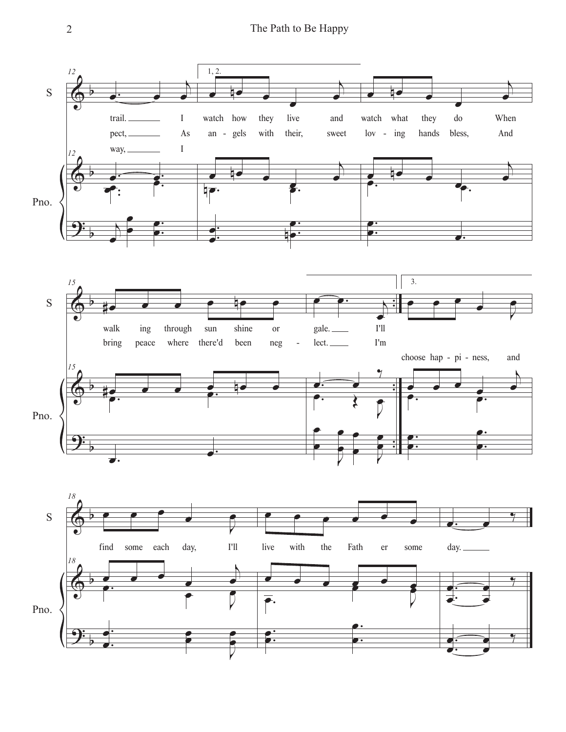S

trail. I | 1, 2. watch how they live and watch what they do When

pect, As an - gels with their, sweet lov - ing hands bless, And

way, I

Pno.

S

walk ing through sun shine or gale. I'll

bring peace where there'd been neg - lect. I'm

3. choose hap - pi - ness, and

Pno.

S

find some each day, I'll live with the Fath er some day.

Pno.